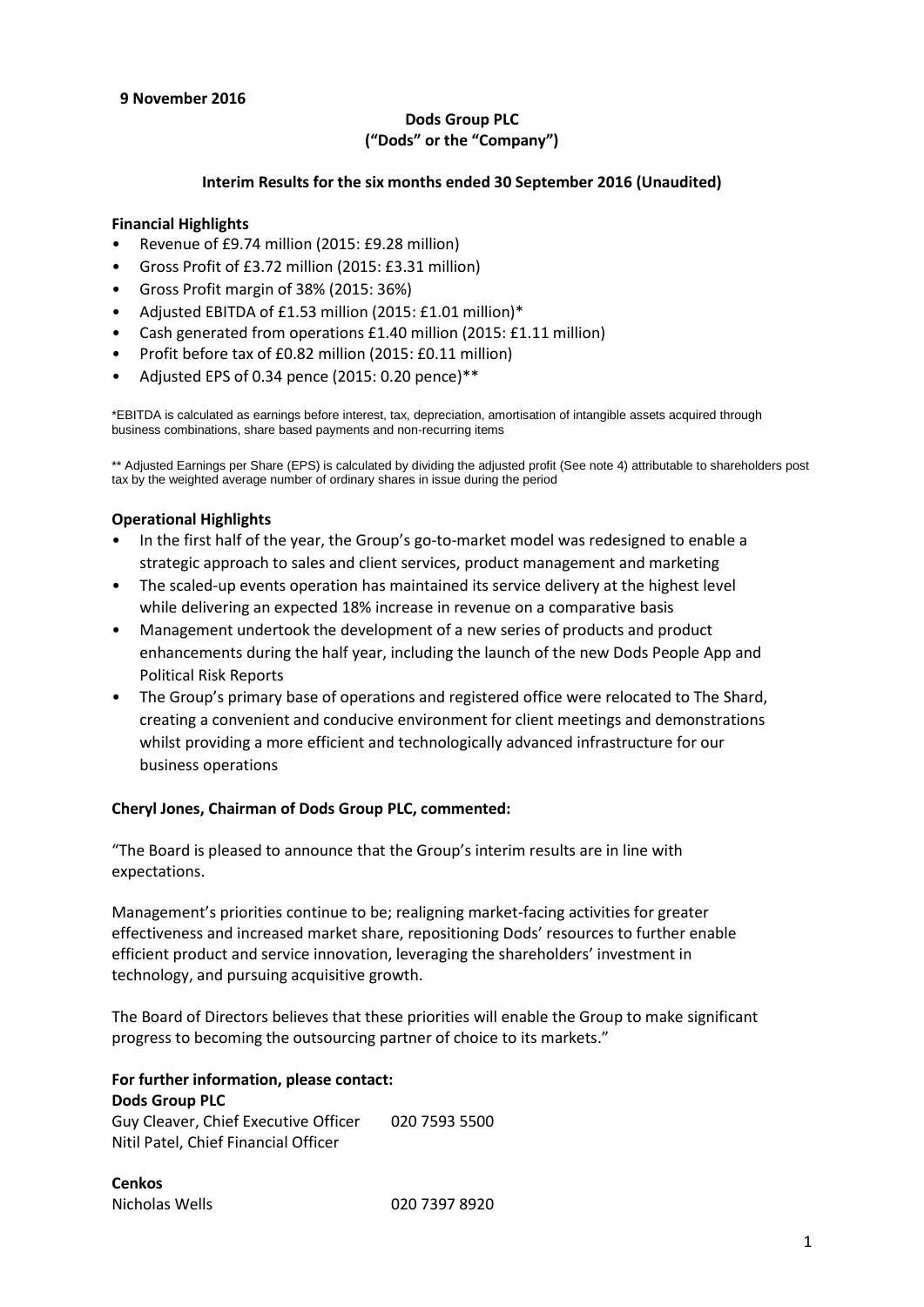**9 November 2016**

**Dods Group PLC**
**("Dods" or the "Company")**

**Interim Results for the six months ended 30 September 2016 (Unaudited)**

**Financial Highlights**

- Revenue of £9.74 million (2015: £9.28 million)
- Gross Profit of £3.72 million (2015: £3.31 million)
- Gross Profit margin of 38% (2015: 36%)
- Adjusted EBITDA of £1.53 million (2015: £1.01 million)*
- Cash generated from operations £1.40 million (2015: £1.11 million)
- Profit before tax of £0.82 million (2015: £0.11 million)
- Adjusted EPS of 0.34 pence (2015: 0.20 pence)**

*EBITDA is calculated as earnings before interest, tax, depreciation, amortisation of intangible assets acquired through business combinations, share based payments and non-recurring items

** Adjusted Earnings per Share (EPS) is calculated by dividing the adjusted profit (See note 4) attributable to shareholders post tax by the weighted average number of ordinary shares in issue during the period

**Operational Highlights**

- In the first half of the year, the Group's go-to-market model was redesigned to enable a strategic approach to sales and client services, product management and marketing
- The scaled-up events operation has maintained its service delivery at the highest level while delivering an expected 18% increase in revenue on a comparative basis
- Management undertook the development of a new series of products and product enhancements during the half year, including the launch of the new Dods People App and Political Risk Reports
- The Group's primary base of operations and registered office were relocated to The Shard, creating a convenient and conducive environment for client meetings and demonstrations whilst providing a more efficient and technologically advanced infrastructure for our business operations

**Cheryl Jones, Chairman of Dods Group PLC, commented:**

"The Board is pleased to announce that the Group's interim results are in line with expectations.

Management's priorities continue to be; realigning market-facing activities for greater effectiveness and increased market share, repositioning Dods' resources to further enable efficient product and service innovation, leveraging the shareholders' investment in technology, and pursuing acquisitive growth.

The Board of Directors believes that these priorities will enable the Group to make significant progress to becoming the outsourcing partner of choice to its markets."

**For further information, please contact:**

**Dods Group PLC**
Guy Cleaver, Chief Executive Officer 020 7593 5500
Nitil Patel, Chief Financial Officer

**Cenkos**
Nicholas Wells 020 7397 8920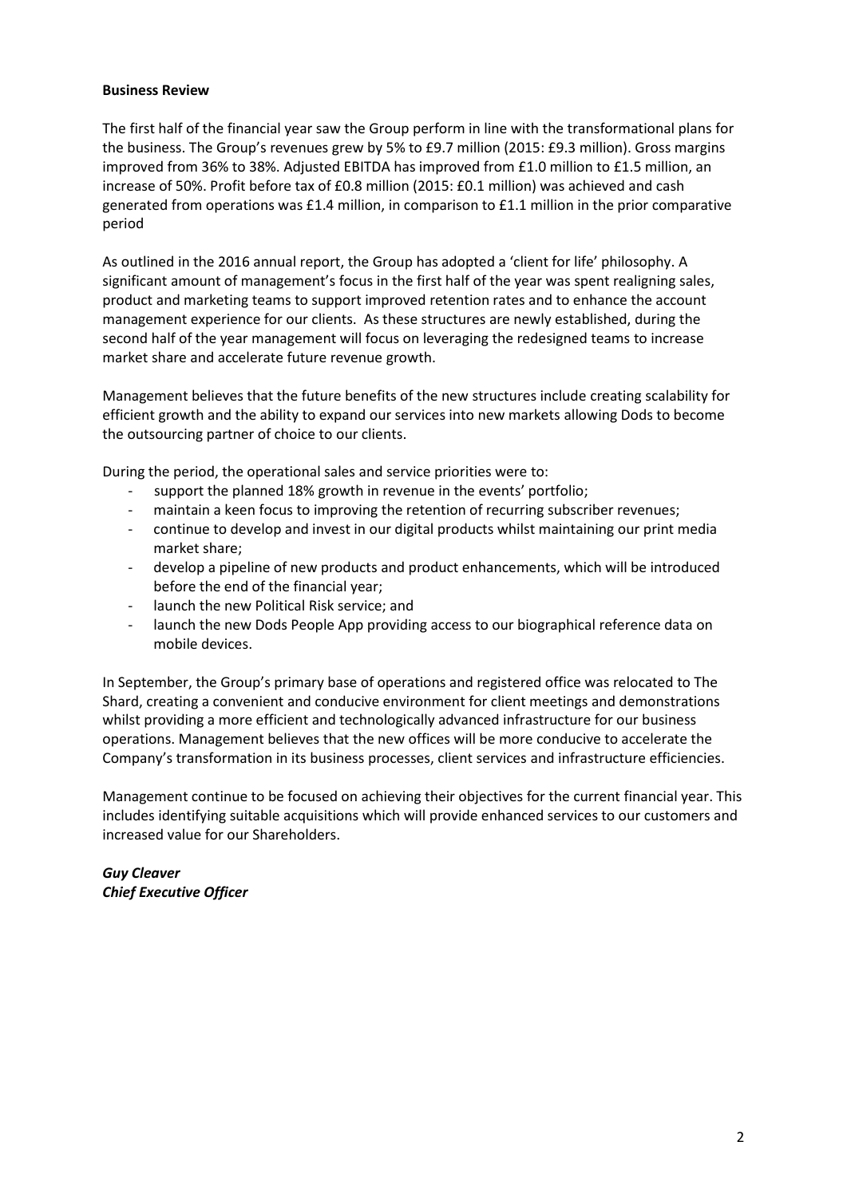**Business Review**

The first half of the financial year saw the Group perform in line with the transformational plans for the business. The Group's revenues grew by 5% to £9.7 million (2015: £9.3 million). Gross margins improved from 36% to 38%. Adjusted EBITDA has improved from £1.0 million to £1.5 million, an increase of 50%. Profit before tax of £0.8 million (2015: £0.1 million) was achieved and cash generated from operations was £1.4 million, in comparison to £1.1 million in the prior comparative period

As outlined in the 2016 annual report, the Group has adopted a 'client for life' philosophy. A significant amount of management's focus in the first half of the year was spent realigning sales, product and marketing teams to support improved retention rates and to enhance the account management experience for our clients. As these structures are newly established, during the second half of the year management will focus on leveraging the redesigned teams to increase market share and accelerate future revenue growth.

Management believes that the future benefits of the new structures include creating scalability for efficient growth and the ability to expand our services into new markets allowing Dods to become the outsourcing partner of choice to our clients.

During the period, the operational sales and service priorities were to:

- support the planned 18% growth in revenue in the events' portfolio;
- maintain a keen focus to improving the retention of recurring subscriber revenues;
- continue to develop and invest in our digital products whilst maintaining our print media market share;
- develop a pipeline of new products and product enhancements, which will be introduced before the end of the financial year;
- launch the new Political Risk service; and
- launch the new Dods People App providing access to our biographical reference data on mobile devices.

In September, the Group's primary base of operations and registered office was relocated to The Shard, creating a convenient and conducive environment for client meetings and demonstrations whilst providing a more efficient and technologically advanced infrastructure for our business operations. Management believes that the new offices will be more conducive to accelerate the Company's transformation in its business processes, client services and infrastructure efficiencies.

Management continue to be focused on achieving their objectives for the current financial year. This includes identifying suitable acquisitions which will provide enhanced services to our customers and increased value for our Shareholders.

***Guy Cleaver***
***Chief Executive Officer***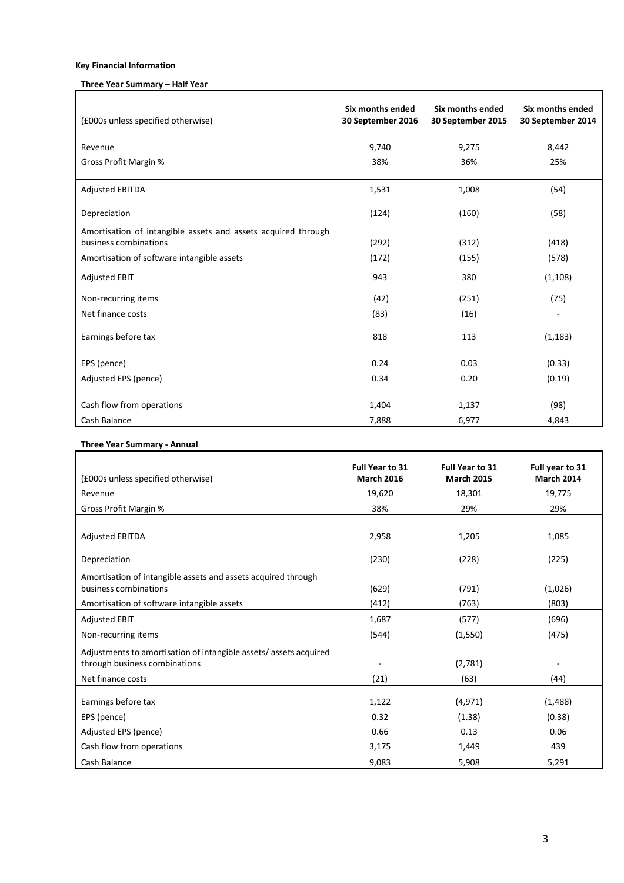**Key Financial Information**

**Three Year Summary – Half Year**

| (£000s unless specified otherwise) | Six months ended 30 September 2016 | Six months ended 30 September 2015 | Six months ended 30 September 2014 |
|---|---|---|---|
| Revenue | 9,740 | 9,275 | 8,442 |
| Gross Profit Margin % | 38% | 36% | 25% |
| Adjusted EBITDA | 1,531 | 1,008 | (54) |
| Depreciation | (124) | (160) | (58) |
| Amortisation of intangible assets and assets acquired through business combinations | (292) | (312) | (418) |
| Amortisation of software intangible assets | (172) | (155) | (578) |
| Adjusted EBIT | 943 | 380 | (1,108) |
| Non-recurring items | (42) | (251) | (75) |
| Net finance costs | (83) | (16) | - |
| Earnings before tax | 818 | 113 | (1,183) |
| EPS (pence) | 0.24 | 0.03 | (0.33) |
| Adjusted EPS (pence) | 0.34 | 0.20 | (0.19) |
| Cash flow from operations | 1,404 | 1,137 | (98) |
| Cash Balance | 7,888 | 6,977 | 4,843 |

**Three Year Summary - Annual**

| (£000s unless specified otherwise) | Full Year to 31 March 2016 | Full Year to 31 March 2015 | Full year to 31 March 2014 |
|---|---|---|---|
| Revenue | 19,620 | 18,301 | 19,775 |
| Gross Profit Margin % | 38% | 29% | 29% |
| Adjusted EBITDA | 2,958 | 1,205 | 1,085 |
| Depreciation | (230) | (228) | (225) |
| Amortisation of intangible assets and assets acquired through business combinations | (629) | (791) | (1,026) |
| Amortisation of software intangible assets | (412) | (763) | (803) |
| Adjusted EBIT | 1,687 | (577) | (696) |
| Non-recurring items | (544) | (1,550) | (475) |
| Adjustments to amortisation of intangible assets/ assets acquired through business combinations | - | (2,781) | - |
| Net finance costs | (21) | (63) | (44) |
| Earnings before tax | 1,122 | (4,971) | (1,488) |
| EPS (pence) | 0.32 | (1.38) | (0.38) |
| Adjusted EPS (pence) | 0.66 | 0.13 | 0.06 |
| Cash flow from operations | 3,175 | 1,449 | 439 |
| Cash Balance | 9,083 | 5,908 | 5,291 |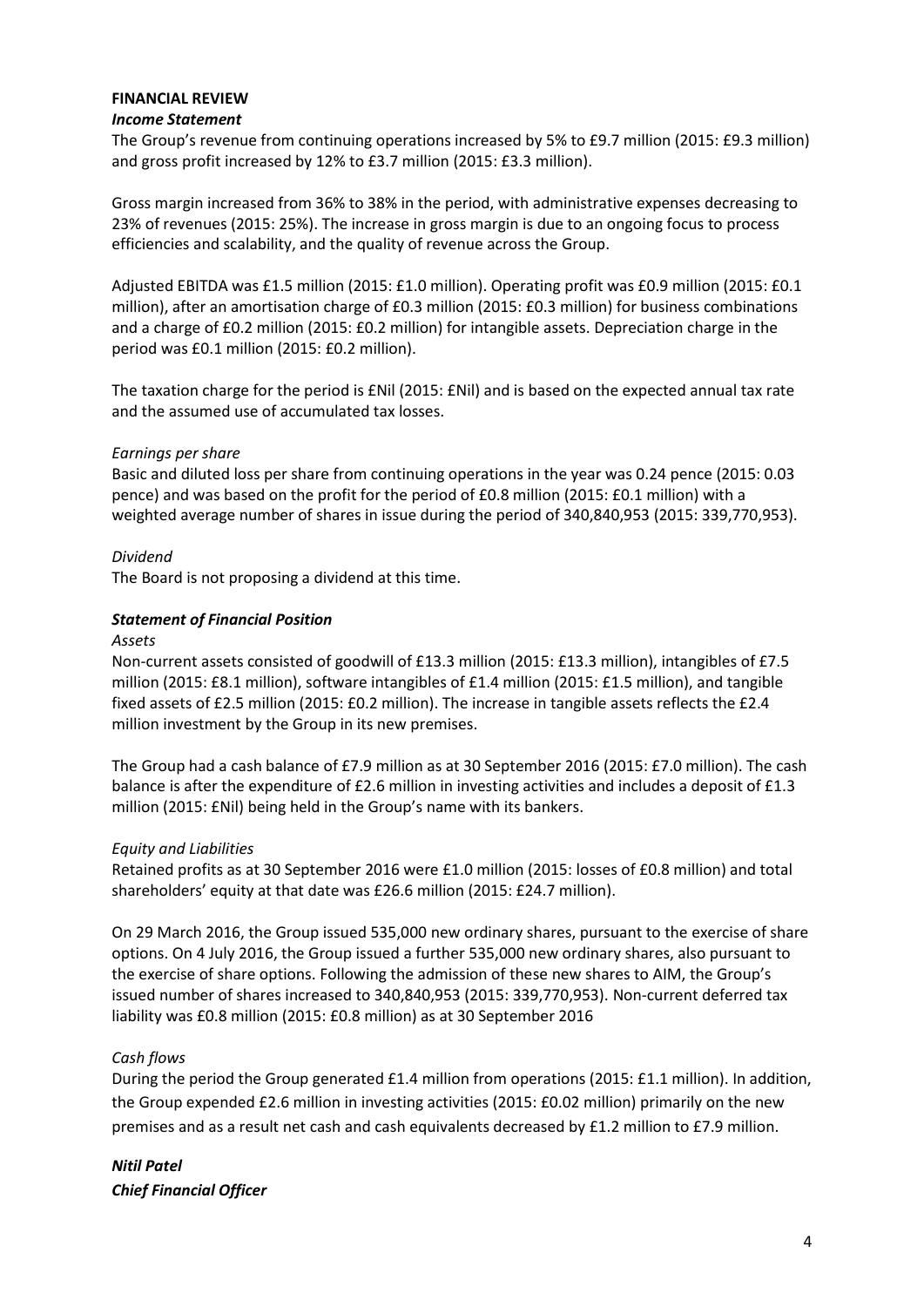## FINANCIAL REVIEW

### *Income Statement*

The Group's revenue from continuing operations increased by 5% to £9.7 million (2015: £9.3 million) and gross profit increased by 12% to £3.7 million (2015: £3.3 million).

Gross margin increased from 36% to 38% in the period, with administrative expenses decreasing to 23% of revenues (2015: 25%). The increase in gross margin is due to an ongoing focus to process efficiencies and scalability, and the quality of revenue across the Group.

Adjusted EBITDA was £1.5 million (2015: £1.0 million). Operating profit was £0.9 million (2015: £0.1 million), after an amortisation charge of £0.3 million (2015: £0.3 million) for business combinations and a charge of £0.2 million (2015: £0.2 million) for intangible assets. Depreciation charge in the period was £0.1 million (2015: £0.2 million).

The taxation charge for the period is £Nil (2015: £Nil) and is based on the expected annual tax rate and the assumed use of accumulated tax losses.

*Earnings per share*

Basic and diluted loss per share from continuing operations in the year was 0.24 pence (2015: 0.03 pence) and was based on the profit for the period of £0.8 million (2015: £0.1 million) with a weighted average number of shares in issue during the period of 340,840,953 (2015: 339,770,953).

*Dividend*

The Board is not proposing a dividend at this time.

### *Statement of Financial Position*

*Assets*

Non-current assets consisted of goodwill of £13.3 million (2015: £13.3 million), intangibles of £7.5 million (2015: £8.1 million), software intangibles of £1.4 million (2015: £1.5 million), and tangible fixed assets of £2.5 million (2015: £0.2 million). The increase in tangible assets reflects the £2.4 million investment by the Group in its new premises.

The Group had a cash balance of £7.9 million as at 30 September 2016 (2015: £7.0 million). The cash balance is after the expenditure of £2.6 million in investing activities and includes a deposit of £1.3 million (2015: £Nil) being held in the Group's name with its bankers.

*Equity and Liabilities*

Retained profits as at 30 September 2016 were £1.0 million (2015: losses of £0.8 million) and total shareholders' equity at that date was £26.6 million (2015: £24.7 million).

On 29 March 2016, the Group issued 535,000 new ordinary shares, pursuant to the exercise of share options. On 4 July 2016, the Group issued a further 535,000 new ordinary shares, also pursuant to the exercise of share options. Following the admission of these new shares to AIM, the Group's issued number of shares increased to 340,840,953 (2015: 339,770,953). Non-current deferred tax liability was £0.8 million (2015: £0.8 million) as at 30 September 2016

*Cash flows*

During the period the Group generated £1.4 million from operations (2015: £1.1 million). In addition, the Group expended £2.6 million in investing activities (2015: £0.02 million) primarily on the new premises and as a result net cash and cash equivalents decreased by £1.2 million to £7.9 million.

***Nitil Patel***
***Chief Financial Officer***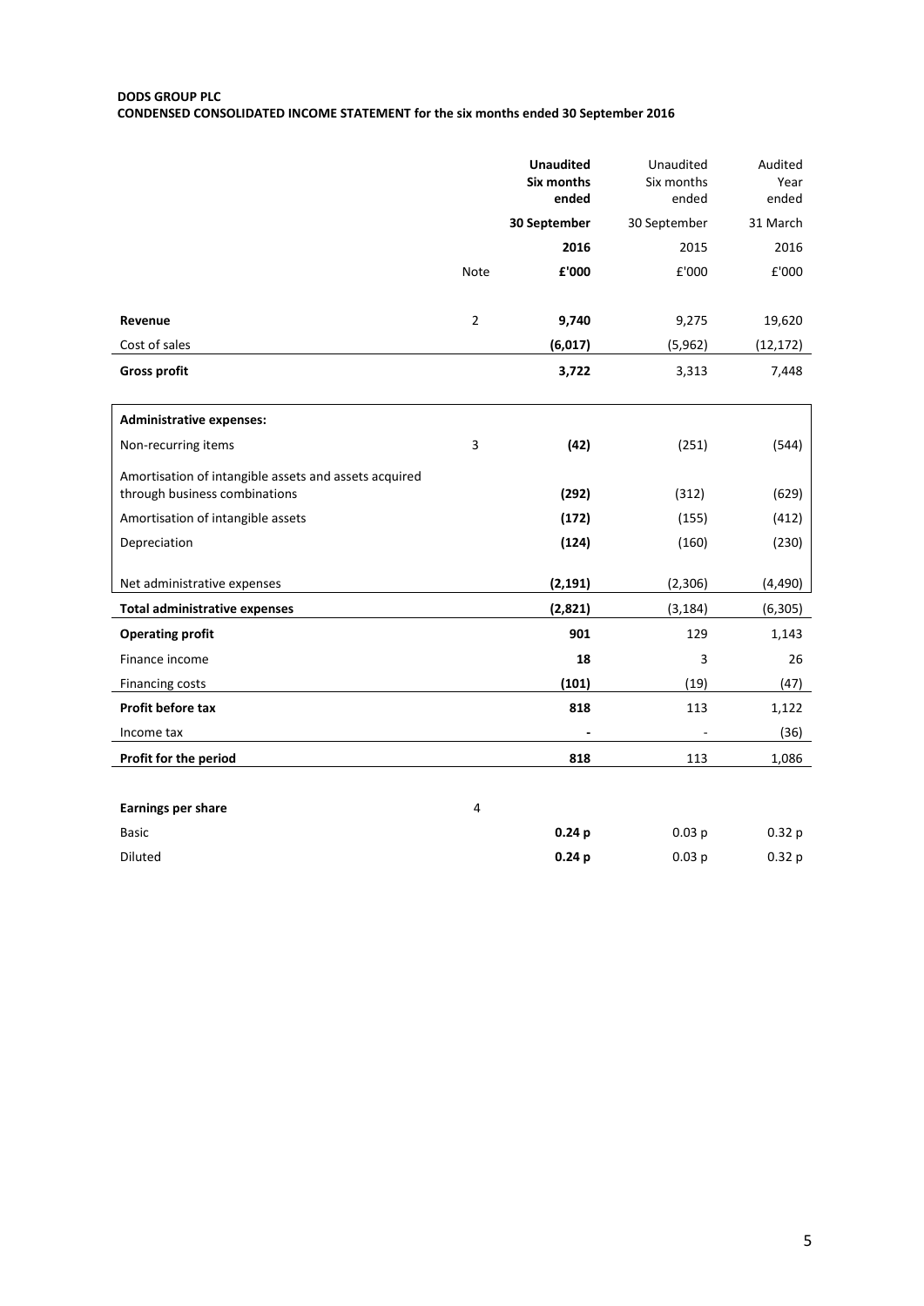**DODS GROUP PLC**
**CONDENSED CONSOLIDATED INCOME STATEMENT for the six months ended 30 September 2016**

| | Note | **Unaudited Six months ended 30 September 2016 £'000** | Unaudited Six months ended 30 September 2015 £'000 | Audited Year ended 31 March 2016 £'000 |
|---|---|---|---|---|
| **Revenue** | 2 | **9,740** | 9,275 | 19,620 |
| Cost of sales | | **(6,017)** | (5,962) | (12,172) |
| **Gross profit** | | **3,722** | 3,313 | 7,448 |
| **Administrative expenses:** | | | | |
| Non-recurring items | 3 | **(42)** | (251) | (544) |
| Amortisation of intangible assets and assets acquired through business combinations | | **(292)** | (312) | (629) |
| Amortisation of intangible assets | | **(172)** | (155) | (412) |
| Depreciation | | **(124)** | (160) | (230) |
| Net administrative expenses | | **(2,191)** | (2,306) | (4,490) |
| **Total administrative expenses** | | **(2,821)** | (3,184) | (6,305) |
| **Operating profit** | | **901** | 129 | 1,143 |
| Finance income | | **18** | 3 | 26 |
| Financing costs | | **(101)** | (19) | (47) |
| **Profit before tax** | | **818** | 113 | 1,122 |
| Income tax | | **-** | - | (36) |
| **Profit for the period** | | **818** | 113 | 1,086 |
| | | | | |
| **Earnings per share** | 4 | | | |
| Basic | | **0.24 p** | 0.03 p | 0.32 p |
| Diluted | | **0.24 p** | 0.03 p | 0.32 p |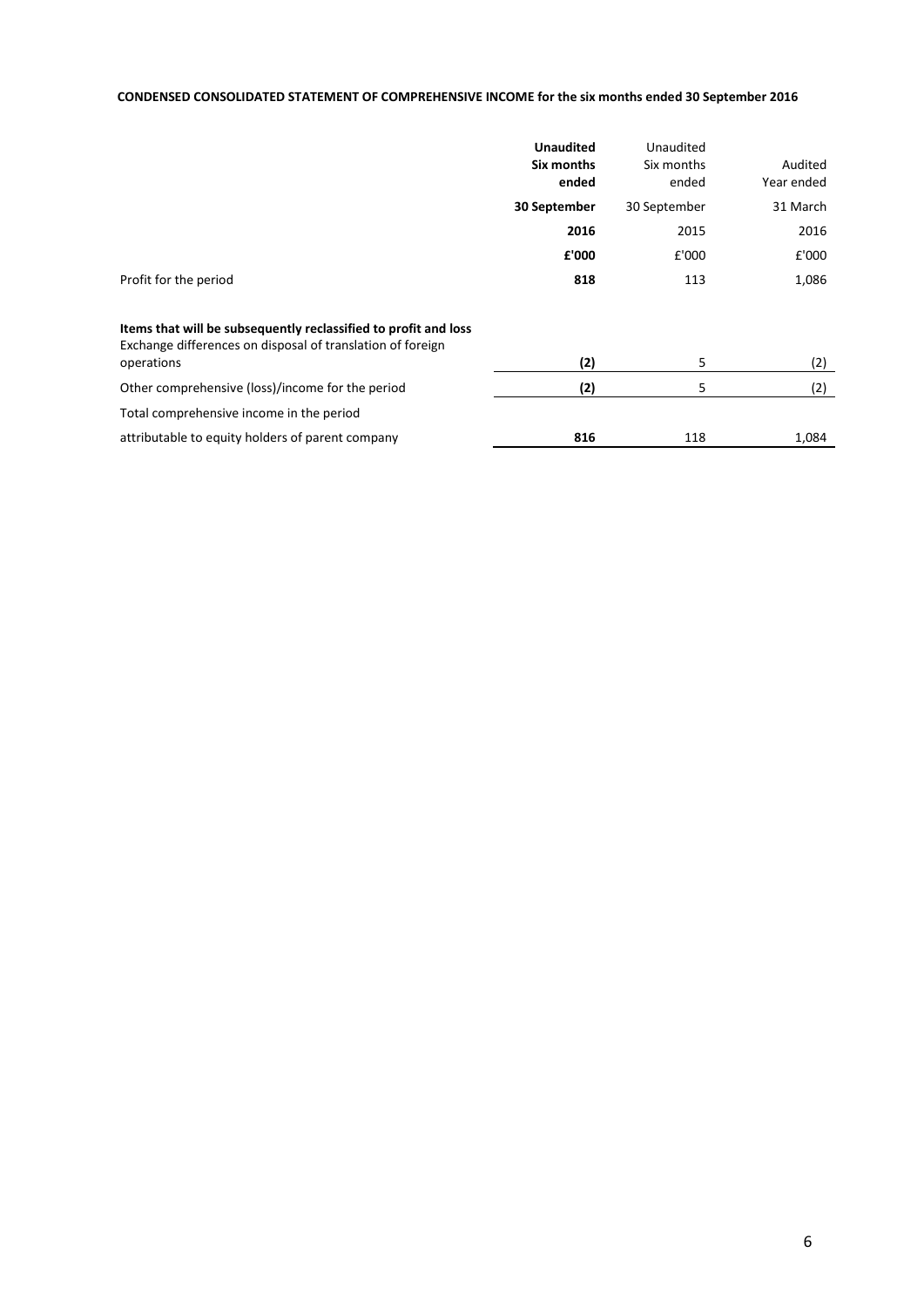**CONDENSED CONSOLIDATED STATEMENT OF COMPREHENSIVE INCOME for the six months ended 30 September 2016**

| | **Unaudited Six months ended** | Unaudited Six months ended | Audited Year ended |
|---|---|---|---|
| | **30 September** | 30 September | 31 March |
| | **2016** | 2015 | 2016 |
| | **£'000** | £'000 | £'000 |
| Profit for the period | **818** | 113 | 1,086 |
| **Items that will be subsequently reclassified to profit and loss** | | | |
| Exchange differences on disposal of translation of foreign operations | **(2)** | 5 | (2) |
| Other comprehensive (loss)/income for the period | **(2)** | 5 | (2) |
| Total comprehensive income in the period attributable to equity holders of parent company | **816** | 118 | 1,084 |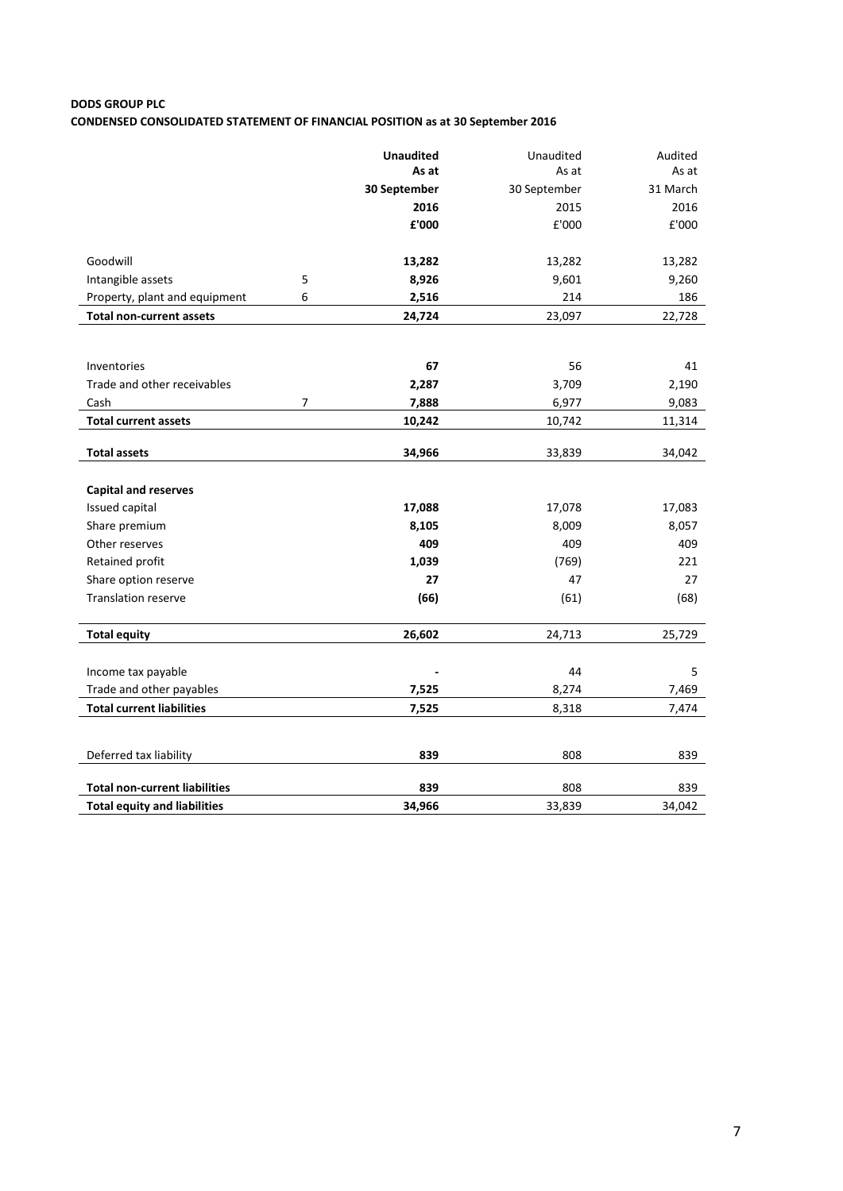**DODS GROUP PLC**

**CONDENSED CONSOLIDATED STATEMENT OF FINANCIAL POSITION as at 30 September 2016**

| | | **Unaudited As at 30 September 2016 £'000** | Unaudited As at 30 September 2015 £'000 | Audited As at 31 March 2016 £'000 |
|---|---|---|---|---|
| Goodwill | | **13,282** | 13,282 | 13,282 |
| Intangible assets | 5 | **8,926** | 9,601 | 9,260 |
| Property, plant and equipment | 6 | **2,516** | 214 | 186 |
| **Total non-current assets** | | **24,724** | 23,097 | 22,728 |
| | | | | |
| Inventories | | **67** | 56 | 41 |
| Trade and other receivables | | **2,287** | 3,709 | 2,190 |
| Cash | 7 | **7,888** | 6,977 | 9,083 |
| **Total current assets** | | **10,242** | 10,742 | 11,314 |
| | | | | |
| **Total assets** | | **34,966** | 33,839 | 34,042 |
| | | | | |
| **Capital and reserves** | | | | |
| Issued capital | | **17,088** | 17,078 | 17,083 |
| Share premium | | **8,105** | 8,009 | 8,057 |
| Other reserves | | **409** | 409 | 409 |
| Retained profit | | **1,039** | (769) | 221 |
| Share option reserve | | **27** | 47 | 27 |
| Translation reserve | | **(66)** | (61) | (68) |
| | | | | |
| **Total equity** | | **26,602** | 24,713 | 25,729 |
| | | | | |
| Income tax payable | | **-** | 44 | 5 |
| Trade and other payables | | **7,525** | 8,274 | 7,469 |
| **Total current liabilities** | | **7,525** | 8,318 | 7,474 |
| | | | | |
| Deferred tax liability | | **839** | 808 | 839 |
| | | | | |
| **Total non-current liabilities** | | **839** | 808 | 839 |
| **Total equity and liabilities** | | **34,966** | 33,839 | 34,042 |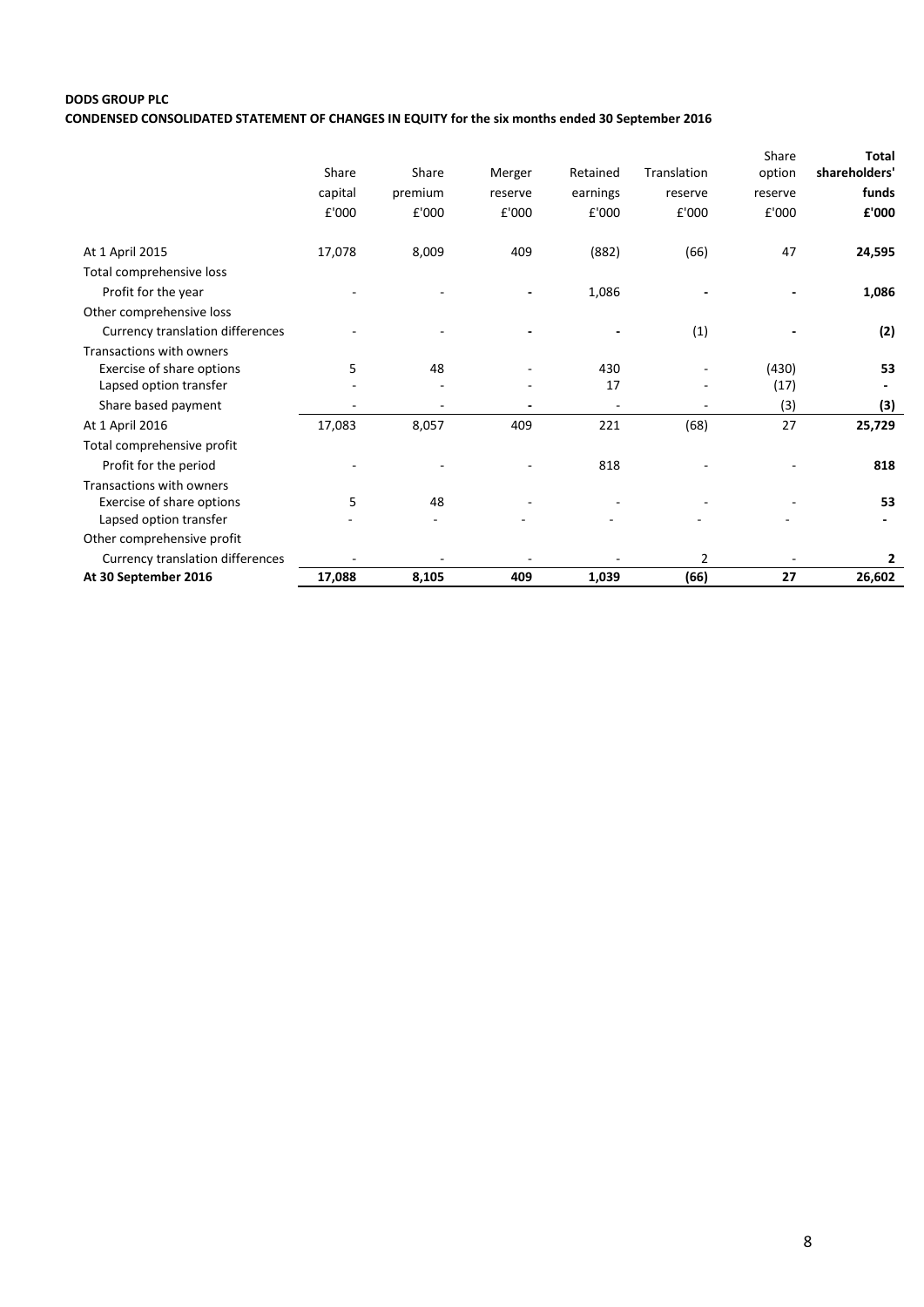**DODS GROUP PLC**

**CONDENSED CONSOLIDATED STATEMENT OF CHANGES IN EQUITY for the six months ended 30 September 2016**

| | Share capital £'000 | Share premium £'000 | Merger reserve £'000 | Retained earnings £'000 | Translation reserve £'000 | Share option reserve £'000 | **Total shareholders' funds £'000** |
|---|---|---|---|---|---|---|---|
| At 1 April 2015 | 17,078 | 8,009 | 409 | (882) | (66) | 47 | **24,595** |
| Total comprehensive loss | | | | | | | |
| Profit for the year | - | - | - | 1,086 | - | - | **1,086** |
| Other comprehensive loss | | | | | | | |
| Currency translation differences | - | - | - | - | (1) | - | **(2)** |
| Transactions with owners | | | | | | | |
| Exercise of share options | 5 | 48 | - | 430 | - | (430) | **53** |
| Lapsed option transfer | - | - | - | 17 | - | (17) | **-** |
| Share based payment | - | - | - | - | - | (3) | **(3)** |
| At 1 April 2016 | 17,083 | 8,057 | 409 | 221 | (68) | 27 | **25,729** |
| Total comprehensive profit | | | | | | | |
| Profit for the period | - | - | - | 818 | - | - | **818** |
| Transactions with owners | | | | | | | |
| Exercise of share options | 5 | 48 | - | - | - | - | **53** |
| Lapsed option transfer | - | - | - | - | - | - | **-** |
| Other comprehensive profit | | | | | | | |
| Currency translation differences | - | - | - | - | 2 | - | **2** |
| **At 30 September 2016** | **17,088** | **8,105** | **409** | **1,039** | **(66)** | **27** | **26,602** |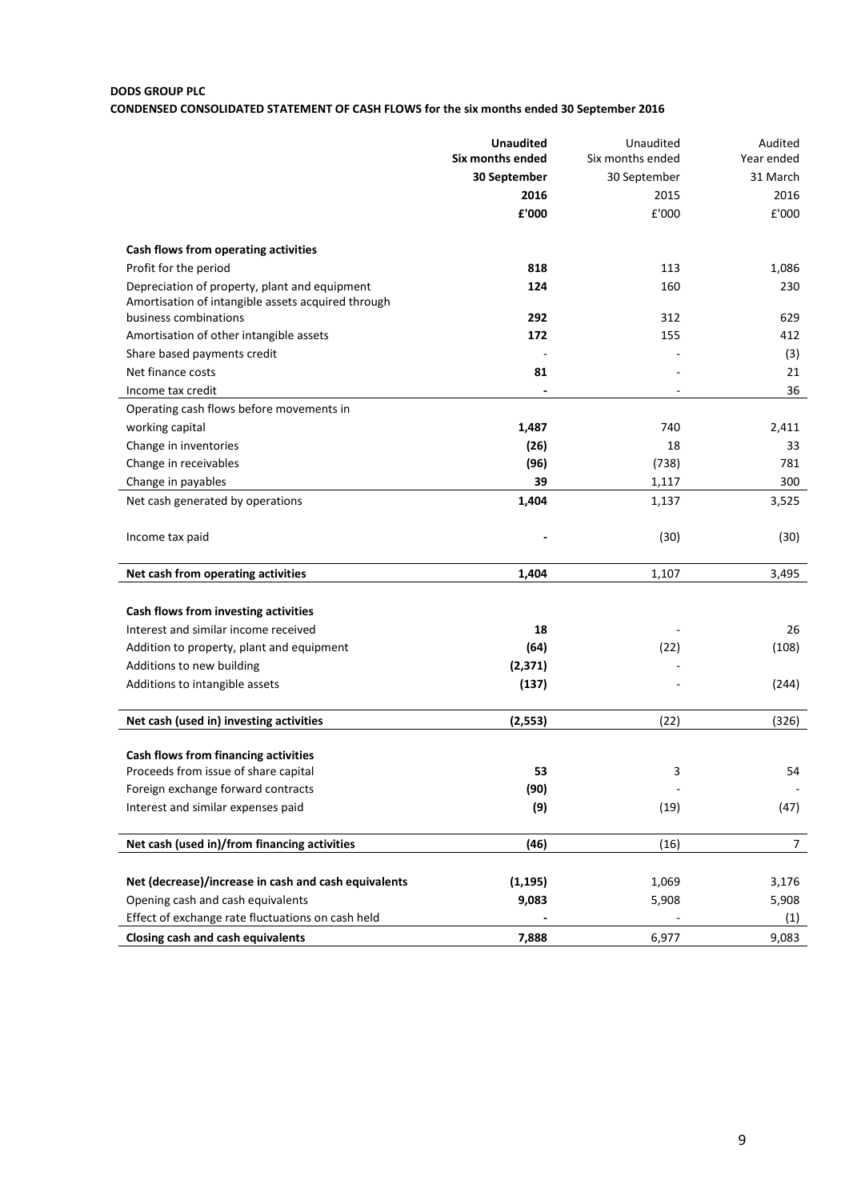**DODS GROUP PLC**

**CONDENSED CONSOLIDATED STATEMENT OF CASH FLOWS for the six months ended 30 September 2016**

| | **Unaudited Six months ended 30 September 2016 £'000** | Unaudited Six months ended 30 September 2015 £'000 | Audited Year ended 31 March 2016 £'000 |
|---|---|---|---|
| **Cash flows from operating activities** | | | |
| Profit for the period | **818** | 113 | 1,086 |
| Depreciation of property, plant and equipment | **124** | 160 | 230 |
| Amortisation of intangible assets acquired through business combinations | **292** | 312 | 629 |
| Amortisation of other intangible assets | **172** | 155 | 412 |
| Share based payments credit | - | - | (3) |
| Net finance costs | **81** | - | 21 |
| Income tax credit | **-** | - | 36 |
| Operating cash flows before movements in working capital | **1,487** | 740 | 2,411 |
| Change in inventories | **(26)** | 18 | 33 |
| Change in receivables | **(96)** | (738) | 781 |
| Change in payables | **39** | 1,117 | 300 |
| Net cash generated by operations | **1,404** | 1,137 | 3,525 |
| Income tax paid | **-** | (30) | (30) |
| **Net cash from operating activities** | **1,404** | 1,107 | 3,495 |
| **Cash flows from investing activities** | | | |
| Interest and similar income received | **18** | - | 26 |
| Addition to property, plant and equipment | **(64)** | (22) | (108) |
| Additions to new building | **(2,371)** | - | |
| Additions to intangible assets | **(137)** | - | (244) |
| **Net cash (used in) investing activities** | **(2,553)** | (22) | (326) |
| **Cash flows from financing activities** | | | |
| Proceeds from issue of share capital | **53** | 3 | 54 |
| Foreign exchange forward contracts | **(90)** | - | - |
| Interest and similar expenses paid | **(9)** | (19) | (47) |
| **Net cash (used in)/from financing activities** | **(46)** | (16) | 7 |
| **Net (decrease)/increase in cash and cash equivalents** | **(1,195)** | 1,069 | 3,176 |
| Opening cash and cash equivalents | **9,083** | 5,908 | 5,908 |
| Effect of exchange rate fluctuations on cash held | **-** | - | (1) |
| **Closing cash and cash equivalents** | **7,888** | 6,977 | 9,083 |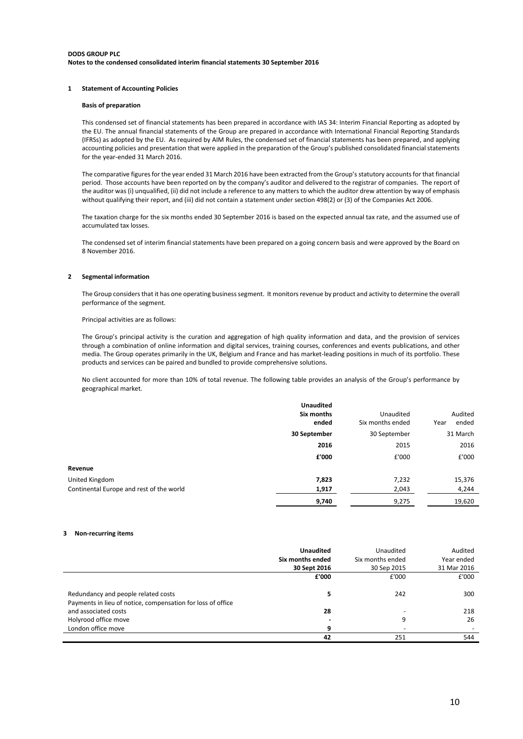**DODS GROUP PLC**
**Notes to the condensed consolidated interim financial statements 30 September 2016**

## 1 Statement of Accounting Policies

### Basis of preparation

This condensed set of financial statements has been prepared in accordance with IAS 34: Interim Financial Reporting as adopted by the EU. The annual financial statements of the Group are prepared in accordance with International Financial Reporting Standards (IFRSs) as adopted by the EU. As required by AIM Rules, the condensed set of financial statements has been prepared, and applying accounting policies and presentation that were applied in the preparation of the Group's published consolidated financial statements for the year-ended 31 March 2016.

The comparative figures for the year ended 31 March 2016 have been extracted from the Group's statutory accounts for that financial period. Those accounts have been reported on by the company's auditor and delivered to the registrar of companies. The report of the auditor was (i) unqualified, (ii) did not include a reference to any matters to which the auditor drew attention by way of emphasis without qualifying their report, and (iii) did not contain a statement under section 498(2) or (3) of the Companies Act 2006.

The taxation charge for the six months ended 30 September 2016 is based on the expected annual tax rate, and the assumed use of accumulated tax losses.

The condensed set of interim financial statements have been prepared on a going concern basis and were approved by the Board on 8 November 2016.

## 2 Segmental information

The Group considers that it has one operating business segment. It monitors revenue by product and activity to determine the overall performance of the segment.

Principal activities are as follows:

The Group's principal activity is the curation and aggregation of high quality information and data, and the provision of services through a combination of online information and digital services, training courses, conferences and events publications, and other media. The Group operates primarily in the UK, Belgium and France and has market-leading positions in much of its portfolio. These products and services can be paired and bundled to provide comprehensive solutions.

No client accounted for more than 10% of total revenue. The following table provides an analysis of the Group's performance by geographical market.

| | **Unaudited Six months ended 30 September 2016 £'000** | Unaudited Six months ended 30 September 2015 £'000 | Audited Year ended 31 March 2016 £'000 |
|---|---|---|---|
| **Revenue** | | | |
| United Kingdom | **7,823** | 7,232 | 15,376 |
| Continental Europe and rest of the world | **1,917** | 2,043 | 4,244 |
| | **9,740** | 9,275 | 19,620 |

## 3 Non-recurring items

| | **Unaudited Six months ended 30 Sept 2016 £'000** | Unaudited Six months ended 30 Sep 2015 £'000 | Audited Year ended 31 Mar 2016 £'000 |
|---|---|---|---|
| Redundancy and people related costs | **5** | 242 | 300 |
| Payments in lieu of notice, compensation for loss of office and associated costs | **28** | - | 218 |
| Holyrood office move | **-** | 9 | 26 |
| London office move | **9** | - | - |
| | **42** | 251 | 544 |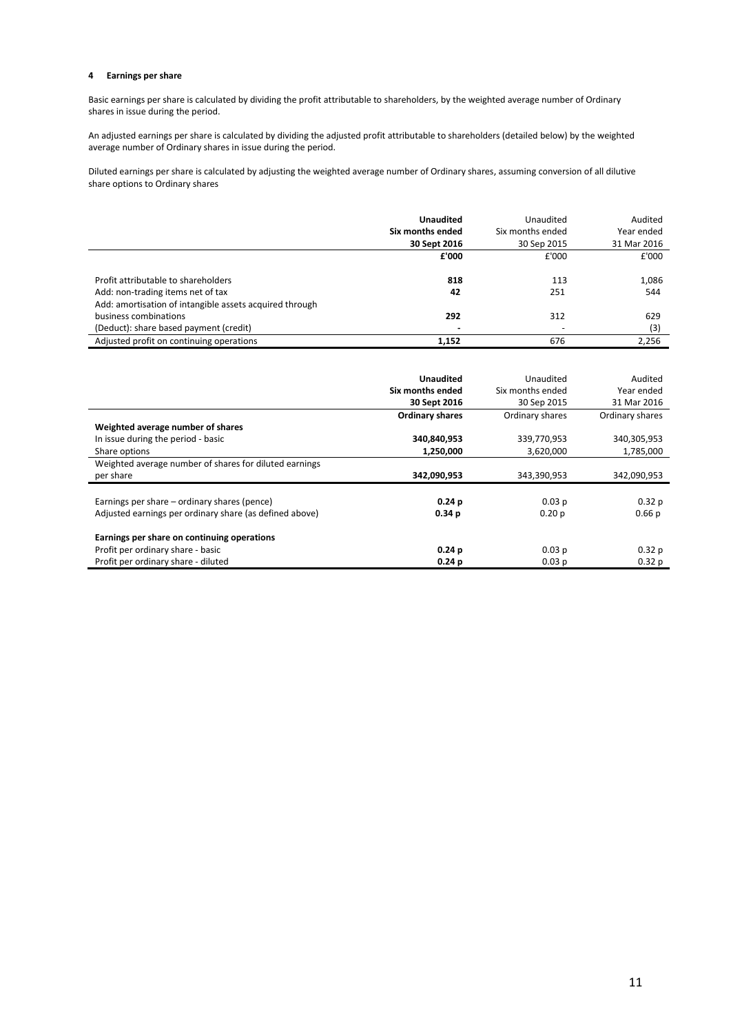#### 4 Earnings per share

Basic earnings per share is calculated by dividing the profit attributable to shareholders, by the weighted average number of Ordinary shares in issue during the period.

An adjusted earnings per share is calculated by dividing the adjusted profit attributable to shareholders (detailed below) by the weighted average number of Ordinary shares in issue during the period.

Diluted earnings per share is calculated by adjusting the weighted average number of Ordinary shares, assuming conversion of all dilutive share options to Ordinary shares

| | **Unaudited Six months ended 30 Sept 2016** | Unaudited Six months ended 30 Sep 2015 | Audited Year ended 31 Mar 2016 |
|---|---|---|---|
| | **£'000** | £'000 | £'000 |
| Profit attributable to shareholders | **818** | 113 | 1,086 |
| Add: non-trading items net of tax | **42** | 251 | 544 |
| Add: amortisation of intangible assets acquired through business combinations | **292** | 312 | 629 |
| (Deduct): share based payment (credit) | **-** | - | (3) |
| Adjusted profit on continuing operations | **1,152** | 676 | 2,256 |

| | **Unaudited Six months ended 30 Sept 2016** | Unaudited Six months ended 30 Sep 2015 | Audited Year ended 31 Mar 2016 |
|---|---|---|---|
| | **Ordinary shares** | Ordinary shares | Ordinary shares |
| **Weighted average number of shares** | | | |
| In issue during the period - basic | **340,840,953** | 339,770,953 | 340,305,953 |
| Share options | **1,250,000** | 3,620,000 | 1,785,000 |
| Weighted average number of shares for diluted earnings per share | **342,090,953** | 343,390,953 | 342,090,953 |
| Earnings per share – ordinary shares (pence) | **0.24 p** | 0.03 p | 0.32 p |
| Adjusted earnings per ordinary share (as defined above) | **0.34 p** | 0.20 p | 0.66 p |
| **Earnings per share on continuing operations** | | | |
| Profit per ordinary share - basic | **0.24 p** | 0.03 p | 0.32 p |
| Profit per ordinary share - diluted | **0.24 p** | 0.03 p | 0.32 p |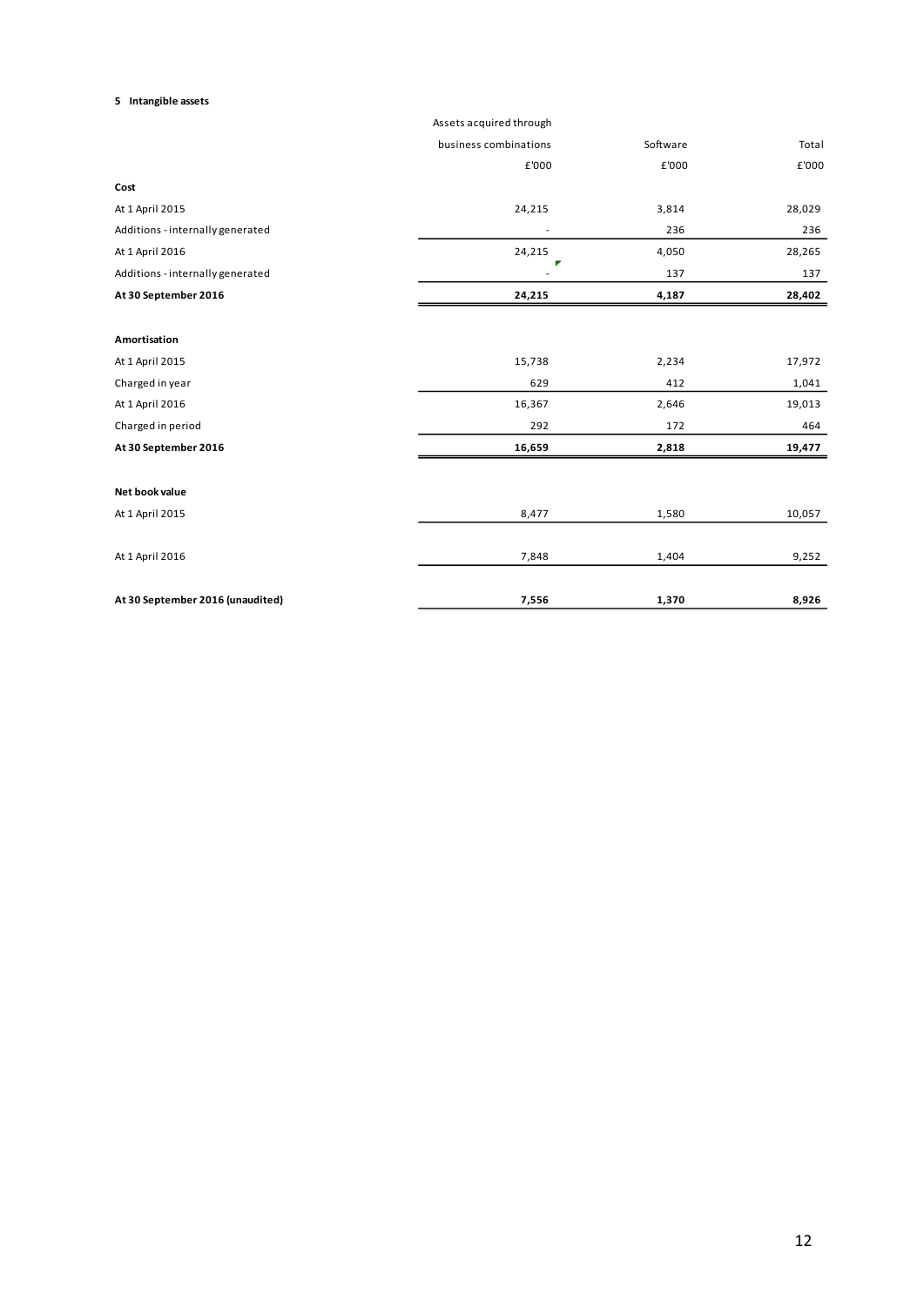**5 Intangible assets**

| | Assets acquired through business combinations | Software | Total |
|---|---|---|---|
| | £'000 | £'000 | £'000 |
| **Cost** | | | |
| At 1 April 2015 | 24,215 | 3,814 | 28,029 |
| Additions - internally generated | - | 236 | 236 |
| At 1 April 2016 | 24,215 | 4,050 | 28,265 |
| Additions - internally generated | - | 137 | 137 |
| **At 30 September 2016** | **24,215** | **4,187** | **28,402** |
| | | | |
| **Amortisation** | | | |
| At 1 April 2015 | 15,738 | 2,234 | 17,972 |
| Charged in year | 629 | 412 | 1,041 |
| At 1 April 2016 | 16,367 | 2,646 | 19,013 |
| Charged in period | 292 | 172 | 464 |
| **At 30 September 2016** | **16,659** | **2,818** | **19,477** |
| | | | |
| **Net book value** | | | |
| At 1 April 2015 | 8,477 | 1,580 | 10,057 |
| At 1 April 2016 | 7,848 | 1,404 | 9,252 |
| **At 30 September 2016 (unaudited)** | **7,556** | **1,370** | **8,926** |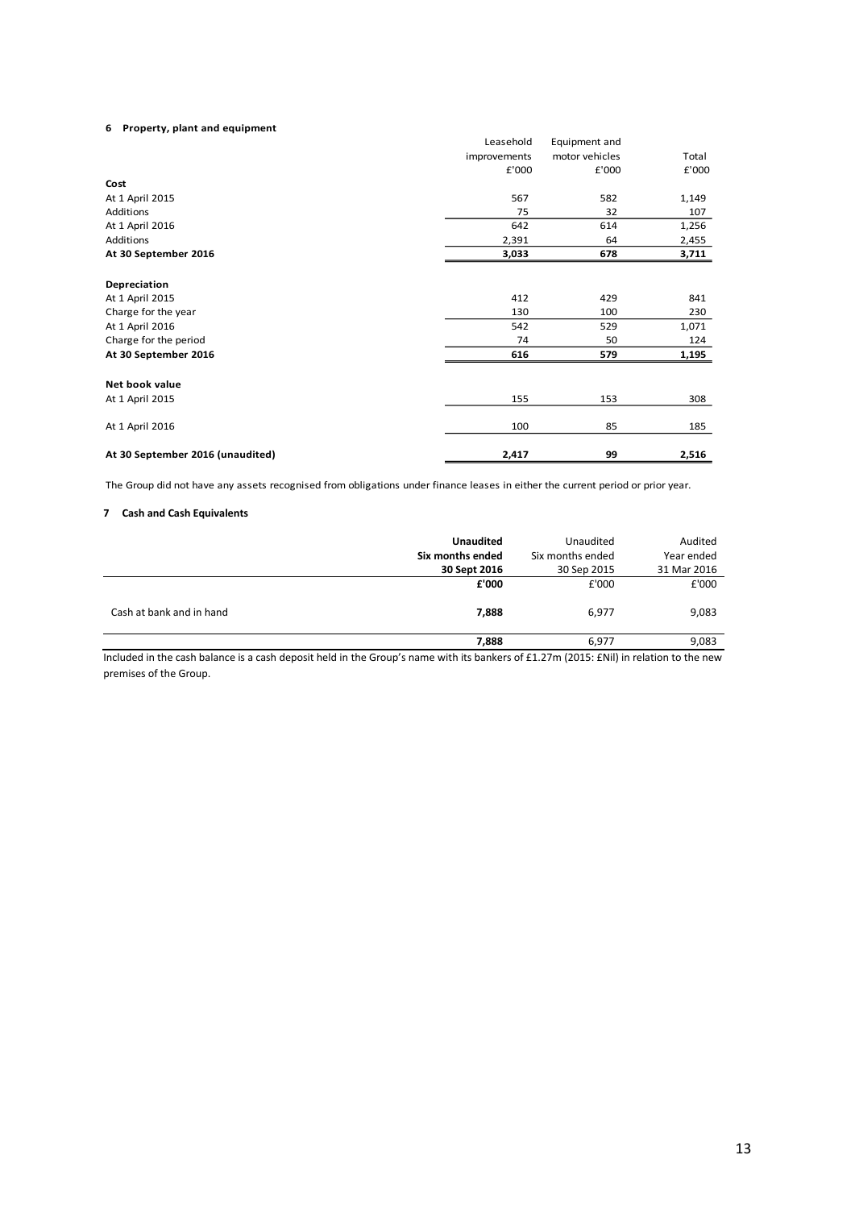### 6 Property, plant and equipment

| | Leasehold improvements £'000 | Equipment and motor vehicles £'000 | Total £'000 |
|---|---|---|---|
| **Cost** | | | |
| At 1 April 2015 | 567 | 582 | 1,149 |
| Additions | 75 | 32 | 107 |
| At 1 April 2016 | 642 | 614 | 1,256 |
| Additions | 2,391 | 64 | 2,455 |
| **At 30 September 2016** | **3,033** | **678** | **3,711** |
| | | | |
| **Depreciation** | | | |
| At 1 April 2015 | 412 | 429 | 841 |
| Charge for the year | 130 | 100 | 230 |
| At 1 April 2016 | 542 | 529 | 1,071 |
| Charge for the period | 74 | 50 | 124 |
| **At 30 September 2016** | **616** | **579** | **1,195** |
| | | | |
| **Net book value** | | | |
| At 1 April 2015 | 155 | 153 | 308 |
| At 1 April 2016 | 100 | 85 | 185 |
| **At 30 September 2016 (unaudited)** | **2,417** | **99** | **2,516** |

The Group did not have any assets recognised from obligations under finance leases in either the current period or prior year.

### 7 Cash and Cash Equivalents

| | **Unaudited Six months ended 30 Sept 2016 £'000** | Unaudited Six months ended 30 Sep 2015 £'000 | Audited Year ended 31 Mar 2016 £'000 |
|---|---|---|---|
| Cash at bank and in hand | **7,888** | 6,977 | 9,083 |
| | **7,888** | 6,977 | 9,083 |

Included in the cash balance is a cash deposit held in the Group's name with its bankers of £1.27m (2015: £Nil) in relation to the new premises of the Group.